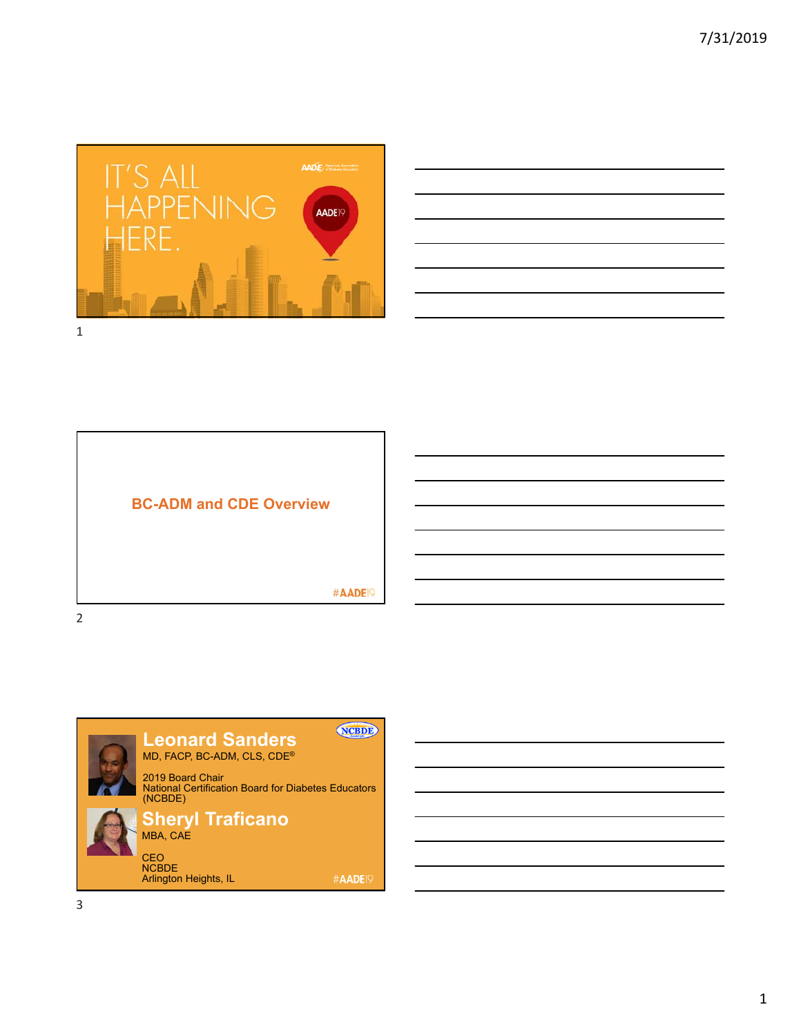IT'S ALL HAPPENING HERE.

AADE19

## BC-ADM and CDE Overview

#AADE19

**Leonard Sanders**
MD, FACP, BC-ADM, CLS, CDE®

2019 Board Chair
National Certification Board for Diabetes Educators (NCBDE)

**Sheryl Traficano**
MBA, CAE

CEO
NCBDE
Arlington Heights, IL

#AADE19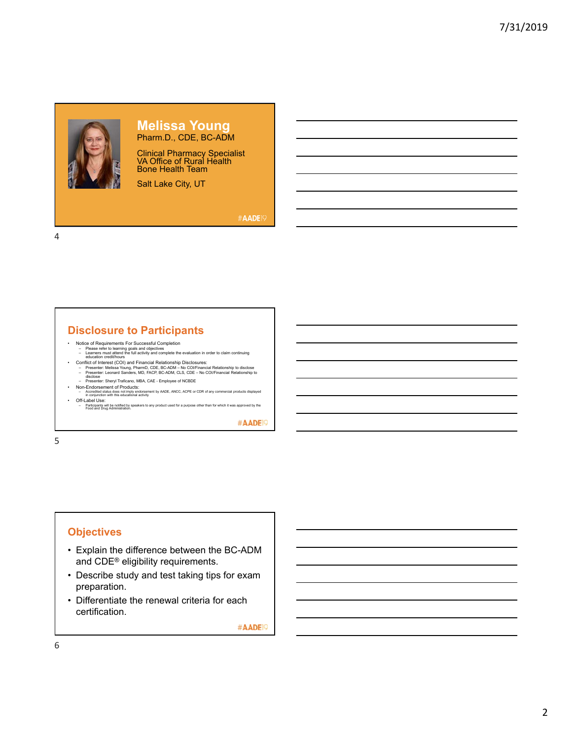## Melissa Young

Pharm.D., CDE, BC-ADM

Clinical Pharmacy Specialist
VA Office of Rural Health
Bone Health Team

Salt Lake City, UT

#AADE19

## Disclosure to Participants

- Notice of Requirements For Successful Completion
  - Please refer to learning goals and objectives
  - Learners must attend the full activity and complete the evaluation in order to claim continuing education credit/hours
- Conflict of Interest (COI) and Financial Relationship Disclosures:
  - Presenter: Melissa Young, PharmD, CDE, BC-ADM – No COI/Financial Relationship to disclose
  - Presenter: Leonard Sanders, MD, FACP, BC-ADM, CLS, CDE – No COI/Financial Relationship to disclose
  - Presenter: Sheryl Traficano, MBA, CAE - Employee of NCBDE
- Non-Endorsement of Products:
  - Accredited status does not imply endorsement by AADE, ANCC, ACPE or CDR of any commercial products displayed in conjunction with this educational activity
- Off-Label Use:
  - Participants will be notified by speakers to any product used for a purpose other than for which it was approved by the Food and Drug Administration.

#AADE19

## Objectives

- Explain the difference between the BC-ADM and CDE® eligibility requirements.
- Describe study and test taking tips for exam preparation.
- Differentiate the renewal criteria for each certification.

#AADE19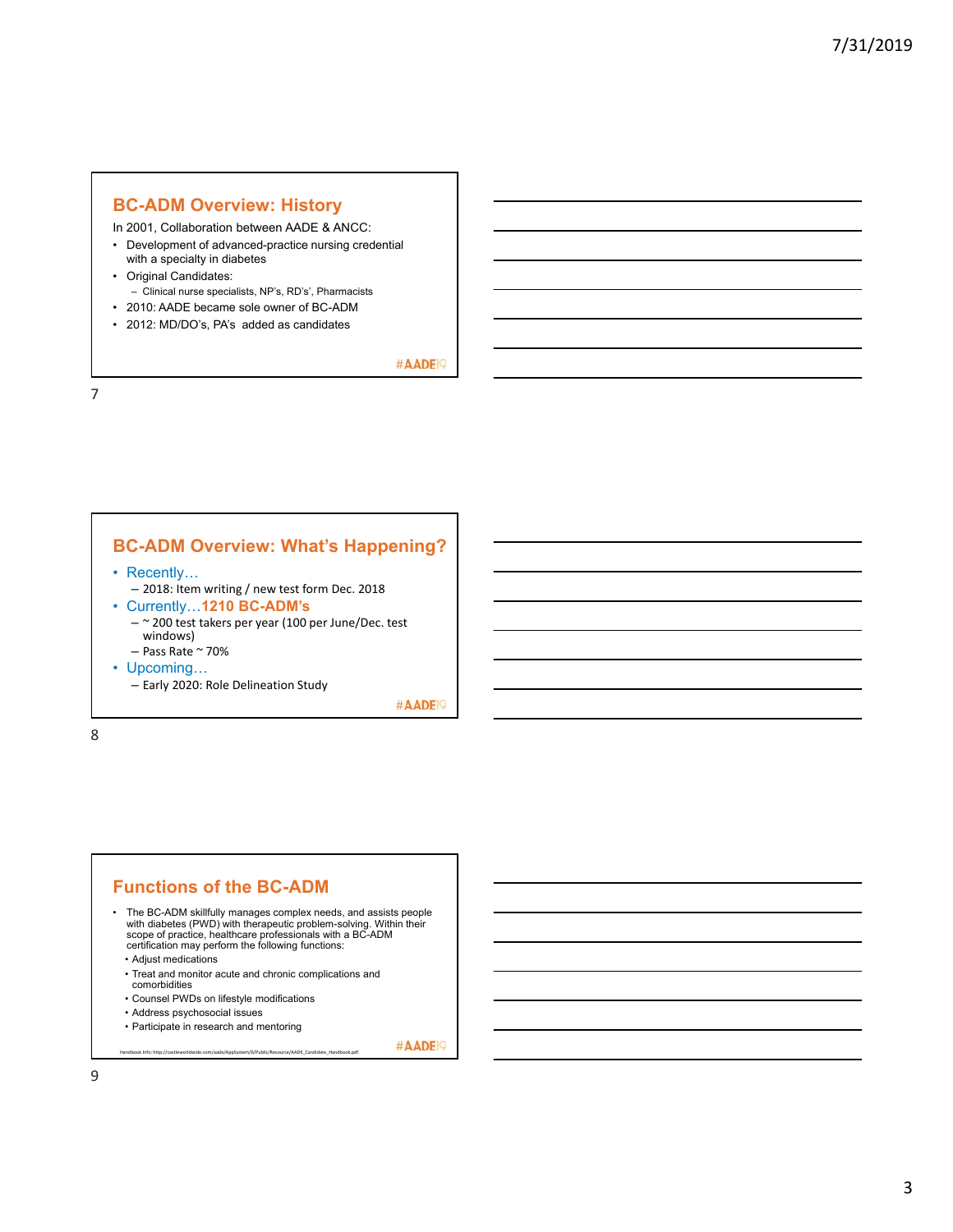## BC-ADM Overview: History

In 2001, Collaboration between AADE & ANCC:

- Development of advanced-practice nursing credential with a specialty in diabetes
- Original Candidates:
  - Clinical nurse specialists, NP's, RD's', Pharmacists
- 2010: AADE became sole owner of BC-ADM
- 2012: MD/DO's, PA's added as candidates

#AADE19

## BC-ADM Overview: What's Happening?

- Recently…
  - 2018: Item writing / new test form Dec. 2018
- Currently…**1210 BC-ADM's**
  - ~ 200 test takers per year (100 per June/Dec. test windows)
  - Pass Rate ~ 70%
- Upcoming…
  - Early 2020: Role Delineation Study

#AADE19

## Functions of the BC-ADM

- The BC-ADM skillfully manages complex needs, and assists people with diabetes (PWD) with therapeutic problem-solving. Within their scope of practice, healthcare professionals with a BC-ADM certification may perform the following functions:
  - Adjust medications
  - Treat and monitor acute and chronic complications and comorbidities
  - Counsel PWDs on lifestyle modifications
  - Address psychosocial issues
  - Participate in research and mentoring

Handbook Info: http://castleworldwide.com/aade/AppSystem/6/Public/Resource/AADE_Candidate_Handbook.pdf

#AADE19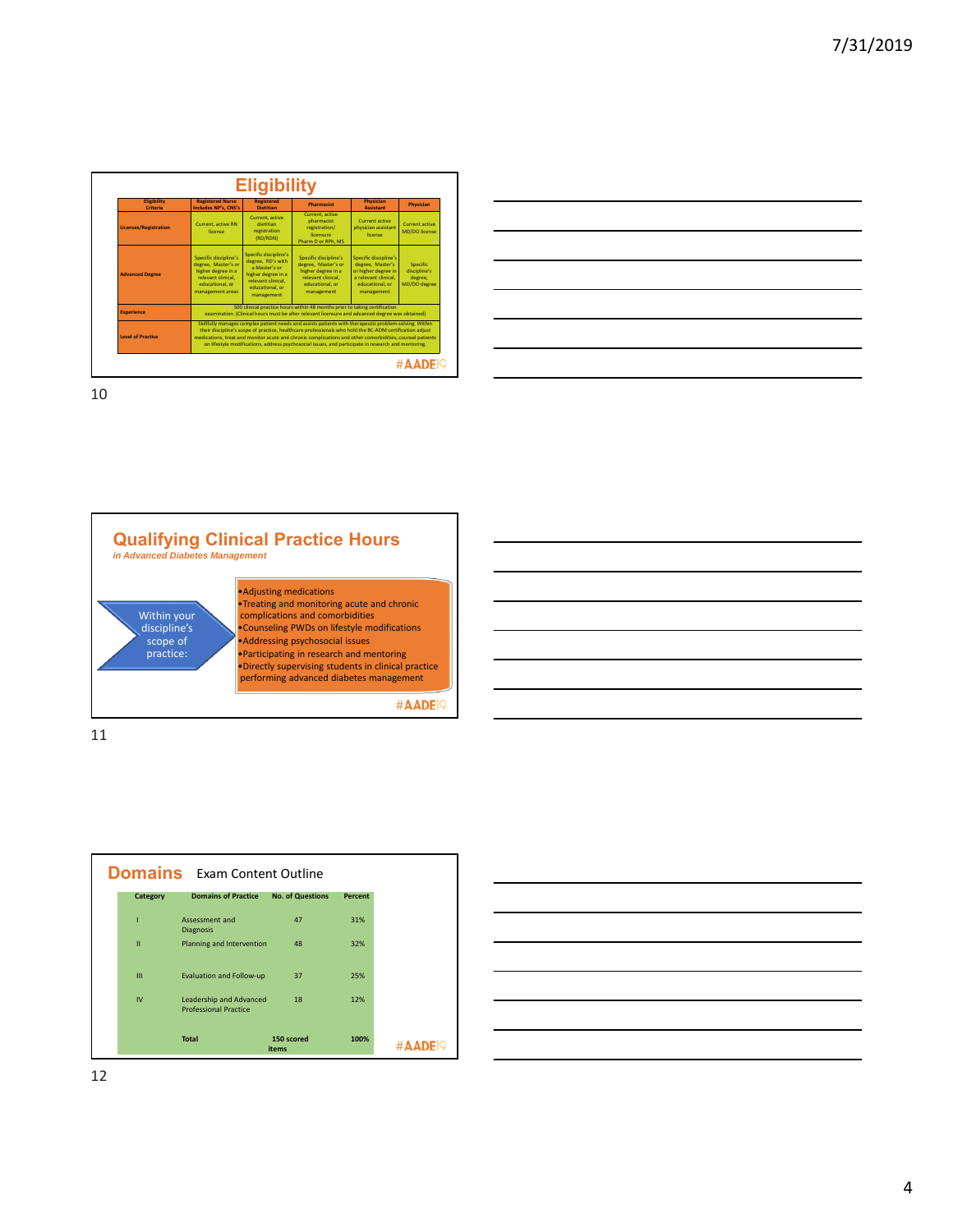## Eligibility

| Eligibility Criteria | Registered Nurse includes NP's, CNS's | Registered Dietitian | Pharmacist | Physician Assistant | Physician |
|---|---|---|---|---|---|
| Licenses/Registration | Current, active RN license | Current, active dietitian registration (RD/RDN) | Current, active pharmacist registration/licensure Pharm D or RPh, MS | Current active physician assistant license | Current active MD/DO license |
| Advanced Degree | Specific discipline's degree, Master's or higher degree in a relevant clinical, educational, or management areas | Specific discipline's degree, RD's with a Master's or higher degree in a relevant clinical, educational, or management | Specific discipline's degree, Master's or higher degree in a relevant clinical, educational, or management | Specific discipline's degree, Master's or higher degree in a relevant clinical, educational, or management | Specific discipline's degree, MD/DO degree |
| Experience | 500 clinical practice hours within 48 months prior to taking certification examination. (Clinical hours must be after relevant licensure and advanced degree was obtained) | | | | |
| Level of Practice | Skillfully manages complex patient needs and assists patients with therapeutic problem-solving. Within their discipline's scope of practice, healthcare professionals who hold the BC-ADM certification adjust medications, treat and monitor acute and chronic complications and other comorbidities, counsel patients on lifestyle modifications, address psychosocial issues, and participate in research and mentoring. | | | | |

#AADE19

10

## Qualifying Clinical Practice Hours

*in Advanced Diabetes Management*

Within your discipline's scope of practice:

- Adjusting medications
- Treating and monitoring acute and chronic complications and comorbidities
- Counseling PWDs on lifestyle modifications
- Addressing psychosocial issues
- Participating in research and mentoring
- Directly supervising students in clinical practice performing advanced diabetes management

#AADE19

11

## Domains Exam Content Outline

| Category | Domains of Practice | No. of Questions | Percent |
|---|---|---|---|
| I | Assessment and Diagnosis | 47 | 31% |
| II | Planning and Intervention | 48 | 32% |
| III | Evaluation and Follow-up | 37 | 25% |
| IV | Leadership and Advanced Professional Practice | 18 | 12% |
| | Total | 150 scored items | 100% |

#AADE19

12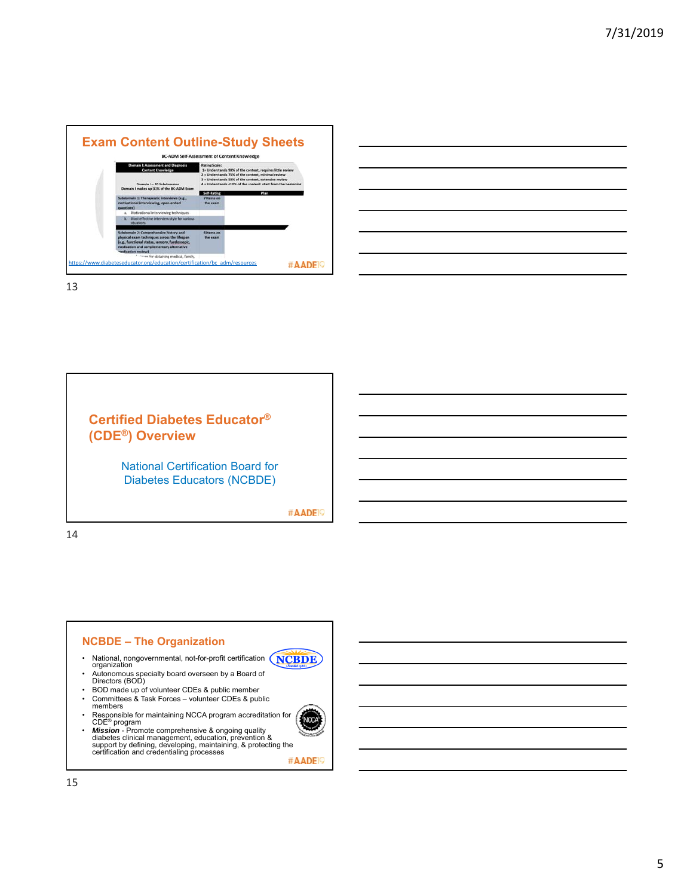## Exam Content Outline-Study Sheets

BC-ADM Self-Assessment of Content Knowledge

| Domain I: Assessment and Diagnosis Content Knowledge | Rating Scale: 1= Understands 90% of the content, requires little review; 2 = Understands 75% of the content, minimal review; 3 = Understands 50% of the content, extensive review; 4 = Understands ≤10% of the content, start from the beginning | |
|---|---|---|
| Domain I = 10 Subdomains. Domain I makes up 31% of the BC-ADM Exam | Self-Rating | Plan |
| Subdomain 1: Therapeutic interviews (e.g., motivational interviewing, open-ended questions) | 7 items on the exam | |
| a. Motivational interviewing techniques | | |
| b. Most effective interview style for various situations | | |
| Subdomain 2: Comprehensive history and physical exam techniques across the lifespan (e.g. functional status, sensory, fundoscopic, medication and complementary alternative medication review) | 6 items on the exam | |

https://www.diabeteseducator.org/education/certification/bc_adm/resources

#AADE19

## Certified Diabetes Educator® (CDE®) Overview

National Certification Board for Diabetes Educators (NCBDE)

#AADE19

## NCBDE – The Organization

- National, nongovernmental, not-for-profit certification organization
- Autonomous specialty board overseen by a Board of Directors (BOD)
- BOD made up of volunteer CDEs & public member
- Committees & Task Forces – volunteer CDEs & public members
- Responsible for maintaining NCCA program accreditation for CDE® program
- ***Mission*** - Promote comprehensive & ongoing quality diabetes clinical management, education, prevention & support by defining, developing, maintaining, & protecting the certification and credentialing processes

#AADE19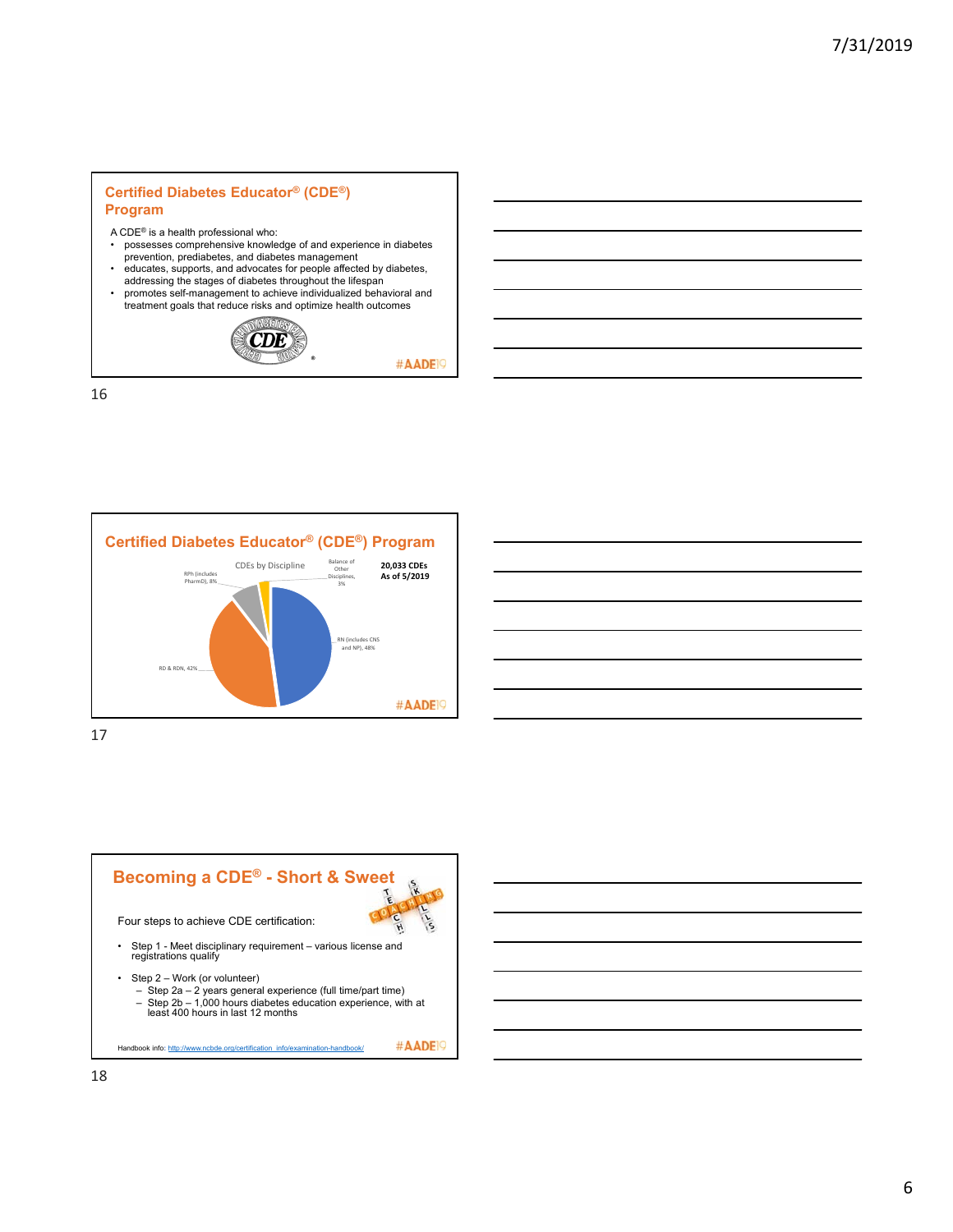## Certified Diabetes Educator® (CDE®) Program

A CDE® is a health professional who:

- possesses comprehensive knowledge of and experience in diabetes prevention, prediabetes, and diabetes management
- educates, supports, and advocates for people affected by diabetes, addressing the stages of diabetes throughout the lifespan
- promotes self-management to achieve individualized behavioral and treatment goals that reduce risks and optimize health outcomes

#AADE19

## Certified Diabetes Educator® (CDE®) Program

CDEs by Discipline

**20,033 CDEs As of 5/2019**

- RN (includes CNS and NP), 48%
- RD & RDN, 42%
- RPh (includes PharmD), 8%
- Balance of Other Disciplines, 3%

#AADE19

## Becoming a CDE® - Short & Sweet

Four steps to achieve CDE certification:

- Step 1 - Meet disciplinary requirement – various license and registrations qualify
- Step 2 – Work (or volunteer)
  - Step 2a – 2 years general experience (full time/part time)
  - Step 2b – 1,000 hours diabetes education experience, with at least 400 hours in last 12 months

Handbook info: http://www.ncbde.org/certification_info/examination-handbook/

#AADE19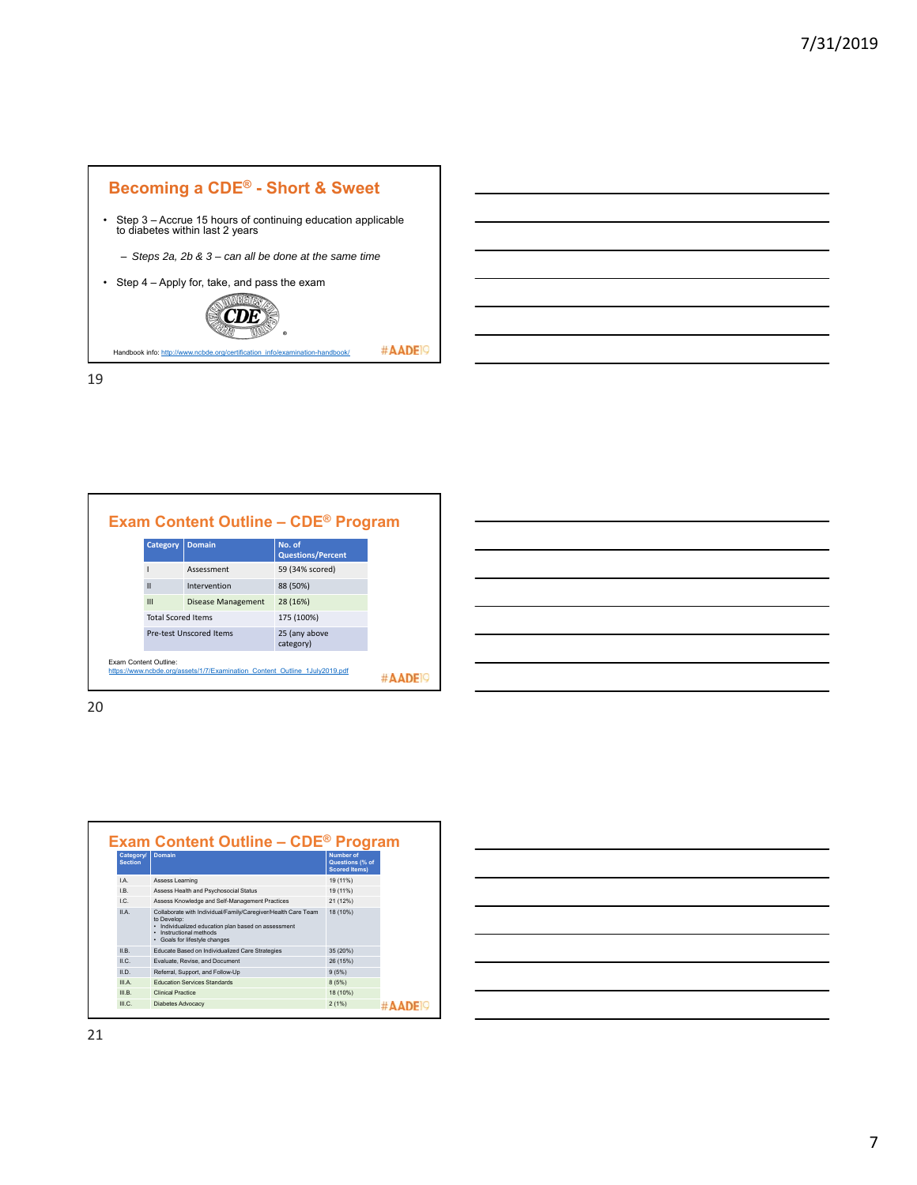## Becoming a CDE® - Short & Sweet

- Step 3 – Accrue 15 hours of continuing education applicable to diabetes within last 2 years
  - *Steps 2a, 2b & 3 – can all be done at the same time*
- Step 4 – Apply for, take, and pass the exam

Handbook info: http://www.ncbde.org/certification_info/examination-handbook/

#AADE19

## Exam Content Outline – CDE® Program

| Category | Domain | No. of Questions/Percent |
|---|---|---|
| I | Assessment | 59 (34% scored) |
| II | Intervention | 88 (50%) |
| III | Disease Management | 28 (16%) |
| Total Scored Items | | 175 (100%) |
| Pre-test Unscored Items | | 25 (any above category) |

Exam Content Outline:
https://www.ncbde.org/assets/1/7/Examination_Content_Outline_1July2019.pdf

#AADE19

## Exam Content Outline – CDE® Program

| Category/ Section | Domain | Number of Questions (% of Scored Items) |
|---|---|---|
| I.A. | Assess Learning | 19 (11%) |
| I.B. | Assess Health and Psychosocial Status | 19 (11%) |
| I.C. | Assess Knowledge and Self-Management Practices | 21 (12%) |
| II.A. | Collaborate with Individual/Family/Caregiver/Health Care Team to Develop: • Individualized education plan based on assessment • Instructional methods • Goals for lifestyle changes | 18 (10%) |
| II.B. | Educate Based on Individualized Care Strategies | 35 (20%) |
| II.C. | Evaluate, Revise, and Document | 26 (15%) |
| II.D. | Referral, Support, and Follow-Up | 9 (5%) |
| III.A. | Education Services Standards | 8 (5%) |
| III.B. | Clinical Practice | 18 (10%) |
| III.C. | Diabetes Advocacy | 2 (1%) |

#AADE19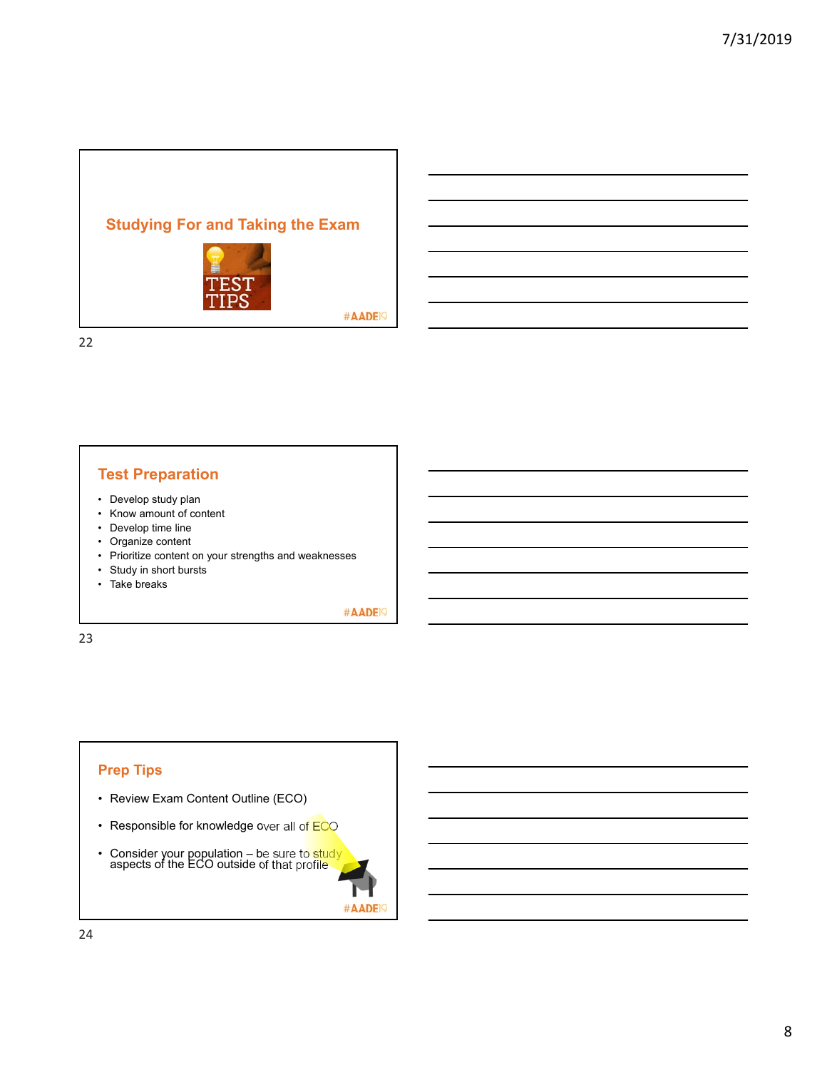## Studying For and Taking the Exam

TEST TIPS

#AADE19

## Test Preparation

- Develop study plan
- Know amount of content
- Develop time line
- Organize content
- Prioritize content on your strengths and weaknesses
- Study in short bursts
- Take breaks

#AADE19

## Prep Tips

- Review Exam Content Outline (ECO)
- Responsible for knowledge over all of ECO
- Consider your population – be sure to study aspects of the ECO outside of that profile

#AADE19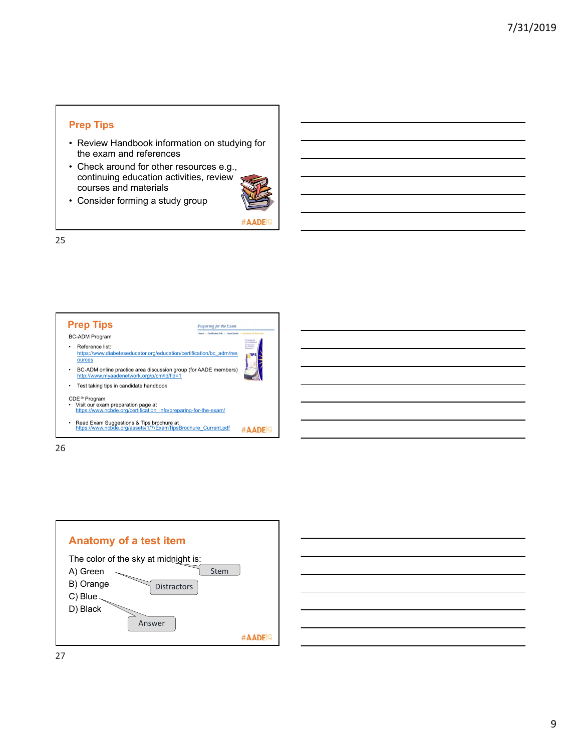## Prep Tips

- Review Handbook information on studying for the exam and references
- Check around for other resources e.g., continuing education activities, review courses and materials
- Consider forming a study group

#AADE19

## Prep Tips

BC-ADM Program

- Reference list: https://www.diabeteseducator.org/education/certification/bc_adm/resources
- BC-ADM online practice area discussion group (for AADE members) http://www.myaadenetwork.org/p/cm/ld/fid=1
- Test taking tips in candidate handbook

CDE ® Program

- Visit our exam preparation page at https://www.ncbde.org/certification_info/preparing-for-the-exam/
- Read Exam Suggestions & Tips brochure at https://www.ncbde.org/assets/1/7/ExamTipsBrochure_Current.pdf

#AADE19

## Anatomy of a test item

The color of the sky at midnight is:

A) Green
B) Orange
C) Blue
D) Black

Stem

Distractors

Answer

#AADE19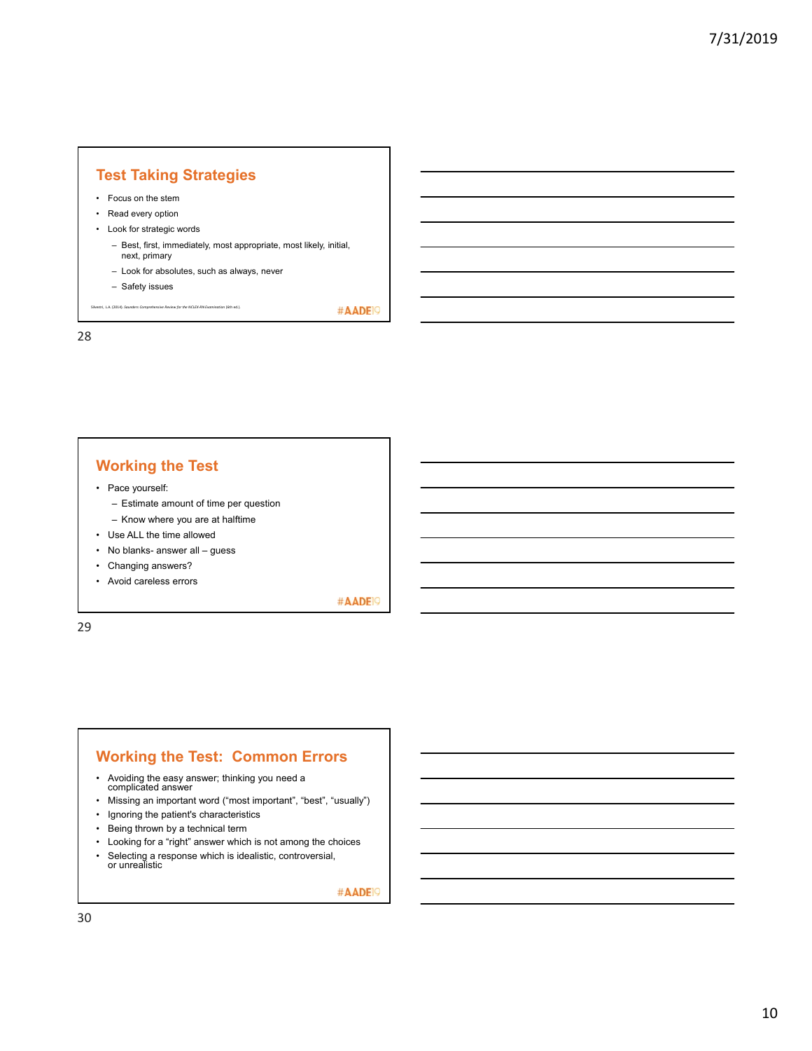## Test Taking Strategies

- Focus on the stem
- Read every option
- Look for strategic words
  - Best, first, immediately, most appropriate, most likely, initial, next, primary
  - Look for absolutes, such as always, never
  - Safety issues

Silvestri, L.A. (2014). Saunders Comprehensive Review for the NCLEX-RN Examination (6th ed.).

#AADE19

## Working the Test

- Pace yourself:
  - Estimate amount of time per question
  - Know where you are at halftime
- Use ALL the time allowed
- No blanks- answer all – guess
- Changing answers?
- Avoid careless errors

#AADE19

## Working the Test: Common Errors

- Avoiding the easy answer; thinking you need a complicated answer
- Missing an important word ("most important", "best", "usually")
- Ignoring the patient's characteristics
- Being thrown by a technical term
- Looking for a "right" answer which is not among the choices
- Selecting a response which is idealistic, controversial, or unrealistic

#AADE19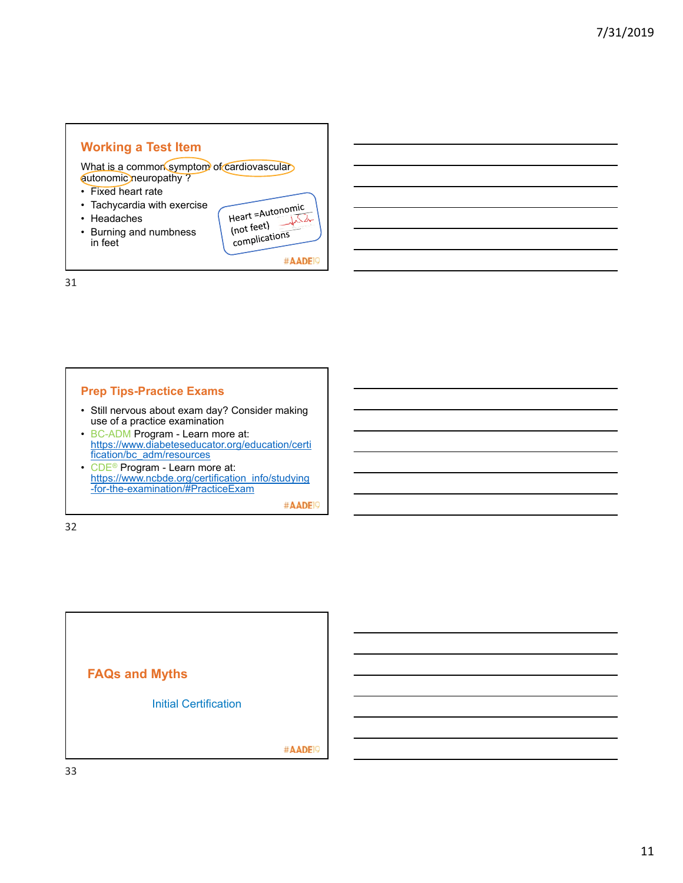## Working a Test Item

What is a common symptom of cardiovascular autonomic neuropathy ?

- Fixed heart rate
- Tachycardia with exercise
- Headaches
- Burning and numbness in feet

Heart =Autonomic (not feet) complications

#AADE19

## Prep Tips-Practice Exams

- Still nervous about exam day? Consider making use of a practice examination
- BC-ADM Program - Learn more at: https://www.diabeteseducator.org/education/certification/bc_adm/resources
- CDE® Program - Learn more at: https://www.ncbde.org/certification_info/studying-for-the-examination/#PracticeExam

#AADE19

## FAQs and Myths

Initial Certification

#AADE19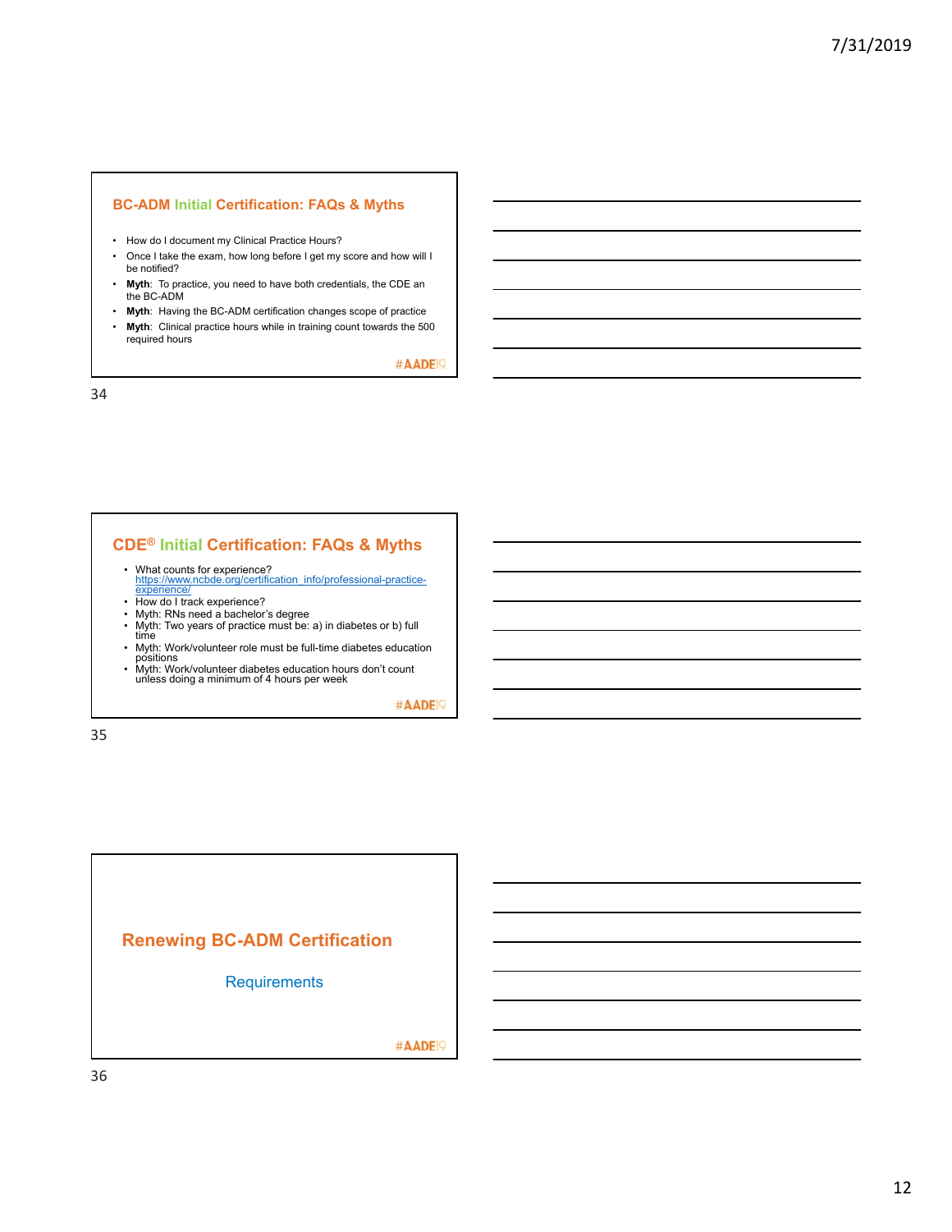## BC-ADM Initial Certification: FAQs & Myths

- How do I document my Clinical Practice Hours?
- Once I take the exam, how long before I get my score and how will I be notified?
- **Myth**: To practice, you need to have both credentials, the CDE an the BC-ADM
- **Myth**: Having the BC-ADM certification changes scope of practice
- **Myth**: Clinical practice hours while in training count towards the 500 required hours

#AADE19

34

## CDE® Initial Certification: FAQs & Myths

- What counts for experience? https://www.ncbde.org/certification_info/professional-practice-experience/
- How do I track experience?
- Myth: RNs need a bachelor's degree
- Myth: Two years of practice must be: a) in diabetes or b) full time
- Myth: Work/volunteer role must be full-time diabetes education positions
- Myth: Work/volunteer diabetes education hours don't count unless doing a minimum of 4 hours per week

#AADE19

35

## Renewing BC-ADM Certification

Requirements

#AADE19

36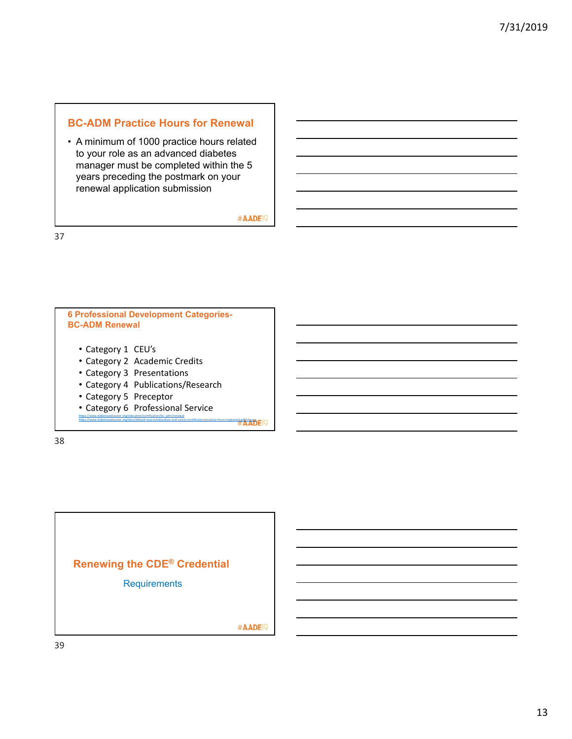## BC-ADM Practice Hours for Renewal

- A minimum of 1000 practice hours related to your role as an advanced diabetes manager must be completed within the 5 years preceding the postmark on your renewal application submission

#AADE19

## 6 Professional Development Categories- BC-ADM Renewal

- Category 1 CEU's
- Category 2 Academic Credits
- Category 3 Presentations
- Category 4 Publications/Research
- Category 5 Preceptor
- Category 6 Professional Service

https://www.diabeteseducator.org/education/certification/bc_adm/renewal
https://www.diabeteseducator.org/docs/default-source/education-and-career/certification/practice-hours-explained.pdf?sfvrsn

#AADE19

## Renewing the CDE® Credential

Requirements

#AADE19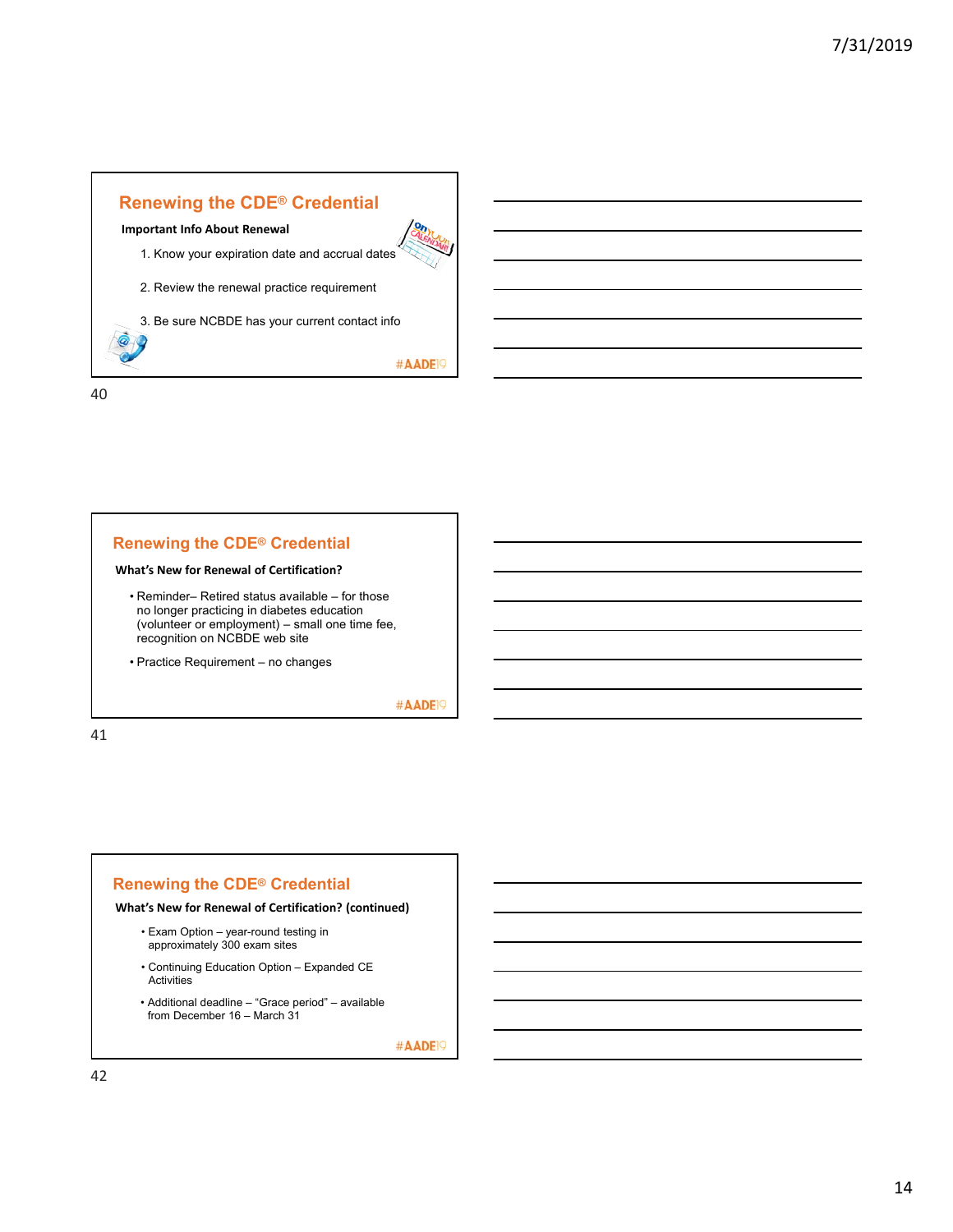## Renewing the CDE® Credential

**Important Info About Renewal**

1. Know your expiration date and accrual dates
2. Review the renewal practice requirement
3. Be sure NCBDE has your current contact info

#AADE19

## Renewing the CDE® Credential

**What's New for Renewal of Certification?**

- Reminder– Retired status available – for those no longer practicing in diabetes education (volunteer or employment) – small one time fee, recognition on NCBDE web site
- Practice Requirement – no changes

#AADE19

## Renewing the CDE® Credential

**What's New for Renewal of Certification? (continued)**

- Exam Option – year-round testing in approximately 300 exam sites
- Continuing Education Option – Expanded CE Activities
- Additional deadline – "Grace period" – available from December 16 – March 31

#AADE19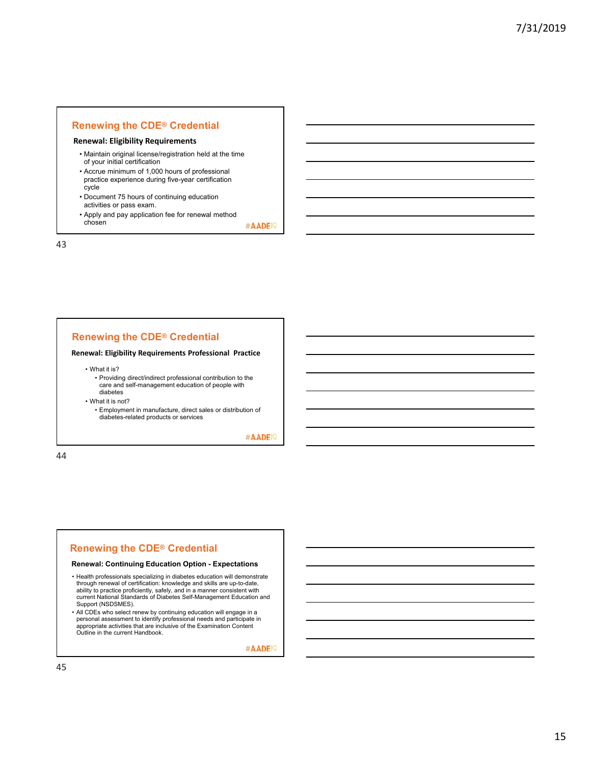## Renewing the CDE® Credential

**Renewal: Eligibility Requirements**

- Maintain original license/registration held at the time of your initial certification
- Accrue minimum of 1,000 hours of professional practice experience during five-year certification cycle
- Document 75 hours of continuing education activities or pass exam.
- Apply and pay application fee for renewal method chosen

#AADE19

## Renewing the CDE® Credential

**Renewal: Eligibility Requirements Professional Practice**

- What it is?
  - Providing direct/indirect professional contribution to the care and self-management education of people with diabetes
- What it is not?
  - Employment in manufacture, direct sales or distribution of diabetes-related products or services

#AADE19

## Renewing the CDE® Credential

**Renewal: Continuing Education Option - Expectations**

- Health professionals specializing in diabetes education will demonstrate through renewal of certification: knowledge and skills are up-to-date, ability to practice proficiently, safely, and in a manner consistent with current National Standards of Diabetes Self-Management Education and Support (NSDSMES).
- All CDEs who select renew by continuing education will engage in a personal assessment to identify professional needs and participate in appropriate activities that are inclusive of the Examination Content Outline in the current Handbook.

#AADE19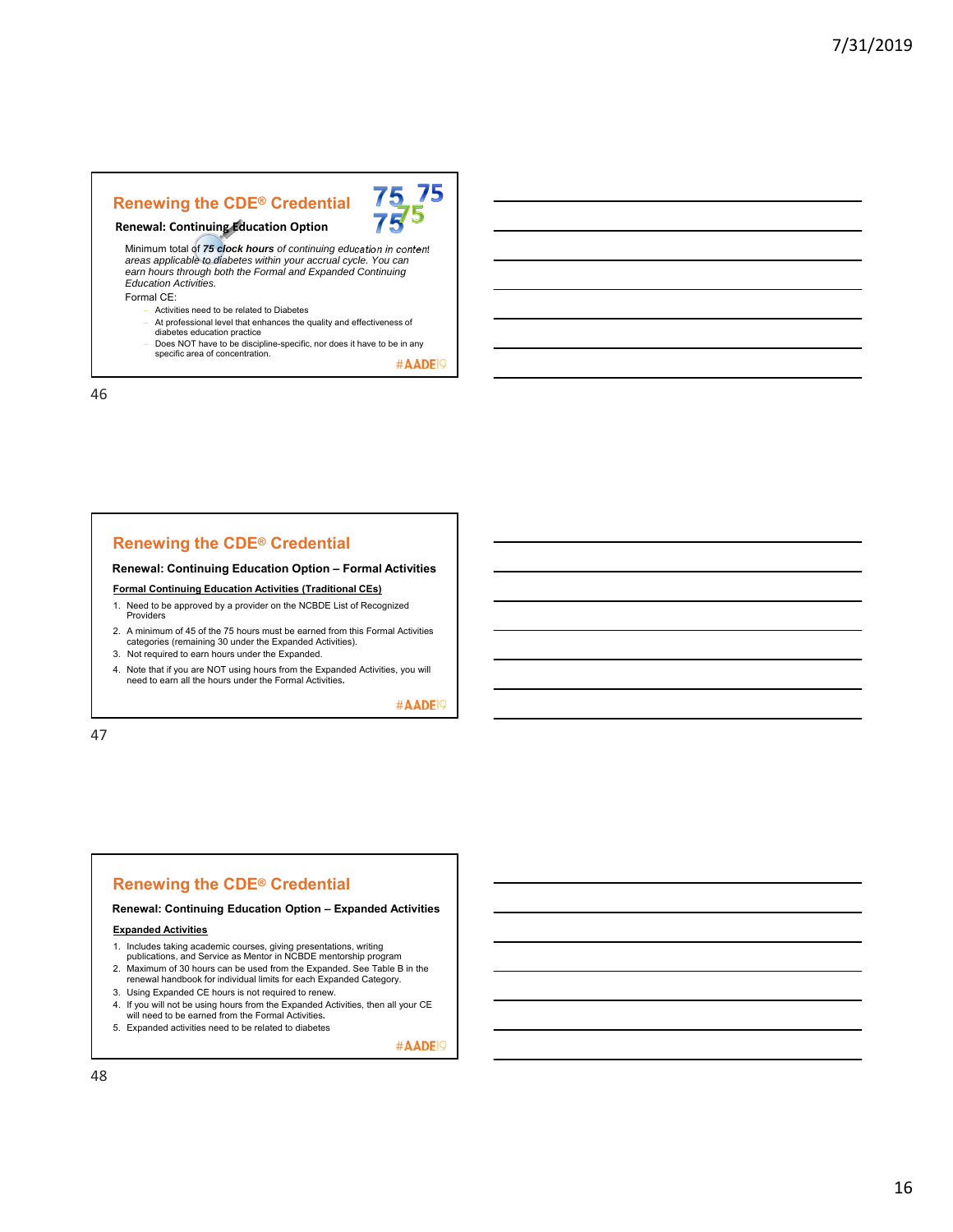## Renewing the CDE® Credential

**Renewal: Continuing Education Option**

Minimum total of ***75 clock hours*** *of continuing education in content areas applicable to diabetes within your accrual cycle. You can earn hours through both the Formal and Expanded Continuing Education Activities.*

Formal CE:

- Activities need to be related to Diabetes
- At professional level that enhances the quality and effectiveness of diabetes education practice
- Does NOT have to be discipline-specific, nor does it have to be in any specific area of concentration.

#AADE19

## Renewing the CDE® Credential

**Renewal: Continuing Education Option – Formal Activities**

**Formal Continuing Education Activities (Traditional CEs)**

1. Need to be approved by a provider on the NCBDE List of Recognized Providers
2. A minimum of 45 of the 75 hours must be earned from this Formal Activities categories (remaining 30 under the Expanded Activities).
3. Not required to earn hours under the Expanded.
4. Note that if you are NOT using hours from the Expanded Activities, you will need to earn all the hours under the Formal Activities.

#AADE19

## Renewing the CDE® Credential

**Renewal: Continuing Education Option – Expanded Activities**

**Expanded Activities**

1. Includes taking academic courses, giving presentations, writing publications, and Service as Mentor in NCBDE mentorship program
2. Maximum of 30 hours can be used from the Expanded. See Table B in the renewal handbook for individual limits for each Expanded Category.
3. Using Expanded CE hours is not required to renew.
4. If you will not be using hours from the Expanded Activities, then all your CE will need to be earned from the Formal Activities.
5. Expanded activities need to be related to diabetes

#AADE19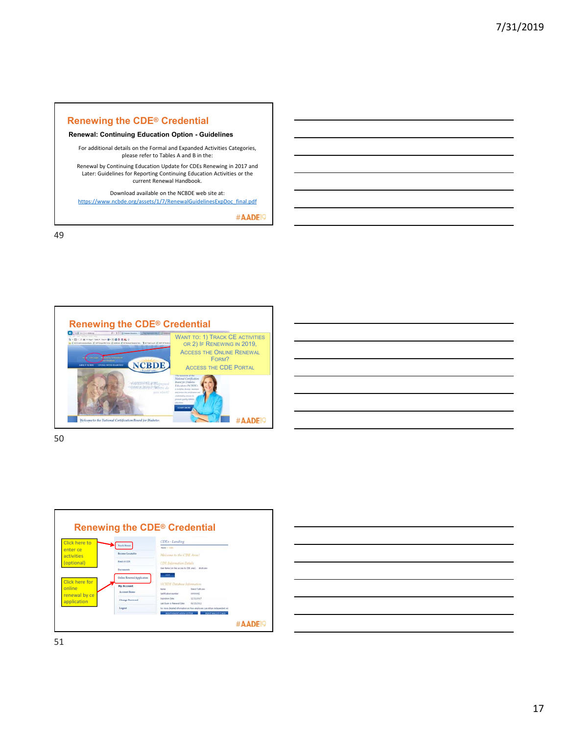## Renewing the CDE® Credential

**Renewal: Continuing Education Option - Guidelines**

For additional details on the Formal and Expanded Activities Categories, please refer to Tables A and B in the:

Renewal by Continuing Education Update for CDEs Renewing in 2017 and Later: Guidelines for Reporting Continuing Education Activities or the current Renewal Handbook.

Download available on the NCBDE web site at:
https://www.ncbde.org/assets/1/7/RenewalGuidelinesExpDoc_final.pdf

#AADE19

## Renewing the CDE® Credential

WANT TO: 1) TRACK CE ACTIVITIES OR 2) IF RENEWING IN 2019, ACCESS THE ONLINE RENEWAL FORM? ACCESS THE CDE PORTAL

#AADE19

## Renewing the CDE® Credential

Click here to enter ce activities (optional)

Click here for online renewal by ce application

#AADE19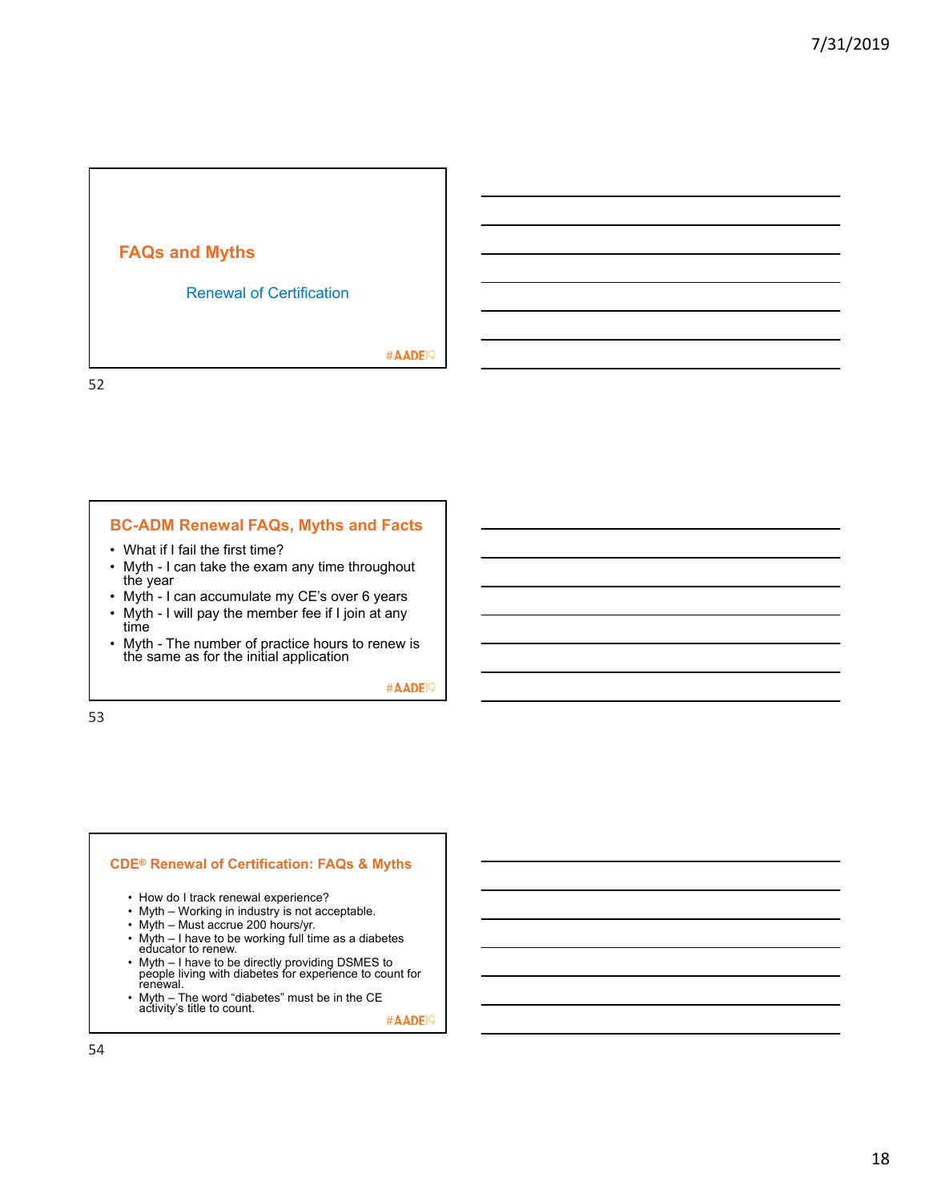## FAQs and Myths

Renewal of Certification

#AADE19

## BC-ADM Renewal FAQs, Myths and Facts

- What if I fail the first time?
- Myth - I can take the exam any time throughout the year
- Myth - I can accumulate my CE's over 6 years
- Myth - I will pay the member fee if I join at any time
- Myth - The number of practice hours to renew is the same as for the initial application

#AADE19

## CDE® Renewal of Certification: FAQs & Myths

- How do I track renewal experience?
- Myth – Working in industry is not acceptable.
- Myth – Must accrue 200 hours/yr.
- Myth – I have to be working full time as a diabetes educator to renew.
- Myth – I have to be directly providing DSMES to people living with diabetes for experience to count for renewal.
- Myth – The word "diabetes" must be in the CE activity's title to count.

#AADE19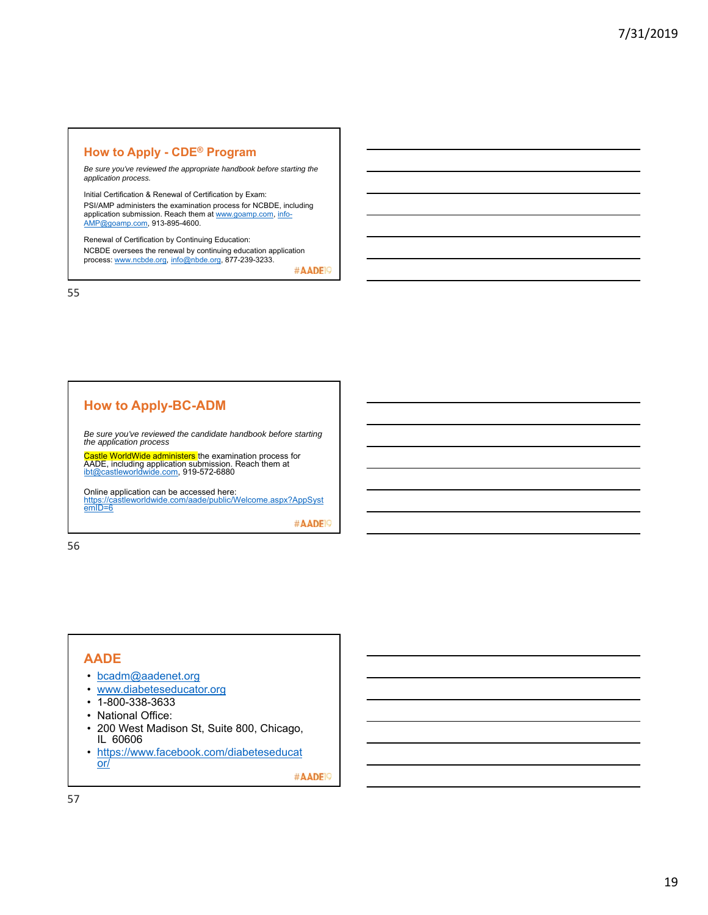## How to Apply - CDE® Program

*Be sure you've reviewed the appropriate handbook before starting the application process.*

Initial Certification & Renewal of Certification by Exam:

PSI/AMP administers the examination process for NCBDE, including application submission. Reach them at www.goamp.com, info-AMP@goamp.com, 913-895-4600.

Renewal of Certification by Continuing Education:

NCBDE oversees the renewal by continuing education application process: www.ncbde.org, info@nbde.org, 877-239-3233.

#AADE19

## How to Apply-BC-ADM

*Be sure you've reviewed the candidate handbook before starting the application process*

Castle WorldWide administers the examination process for AADE, including application submission. Reach them at ibt@castleworldwide.com, 919-572-6880

Online application can be accessed here: https://castleworldwide.com/aade/public/Welcome.aspx?AppSystemID=6

#AADE19

## AADE

- bcadm@aadenet.org
- www.diabeteseducator.org
- 1-800-338-3633
- National Office:
- 200 West Madison St, Suite 800, Chicago, IL 60606
- https://www.facebook.com/diabeteseducator/

#AADE19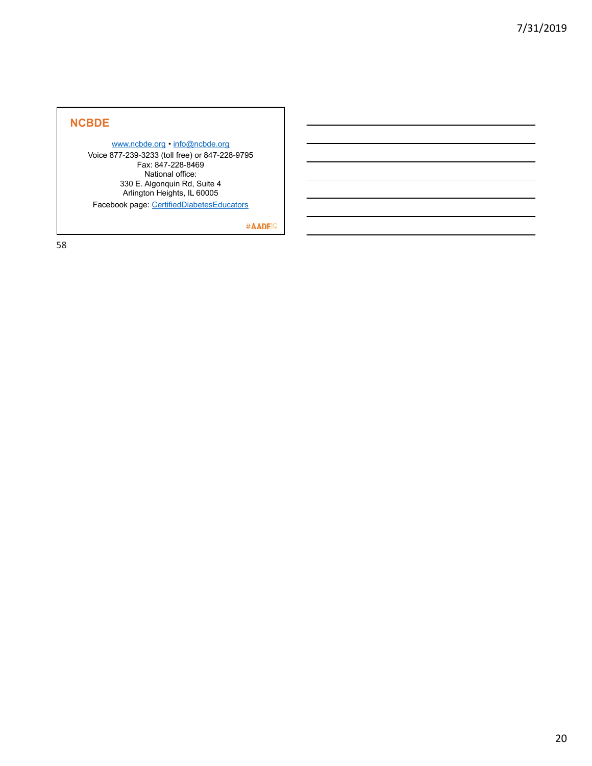## NCBDE

www.ncbde.org • info@ncbde.org

Voice 877-239-3233 (toll free) or 847-228-9795

Fax: 847-228-8469

National office:

330 E. Algonquin Rd, Suite 4

Arlington Heights, IL 60005

Facebook page: CertifiedDiabetesEducators

#AADE19